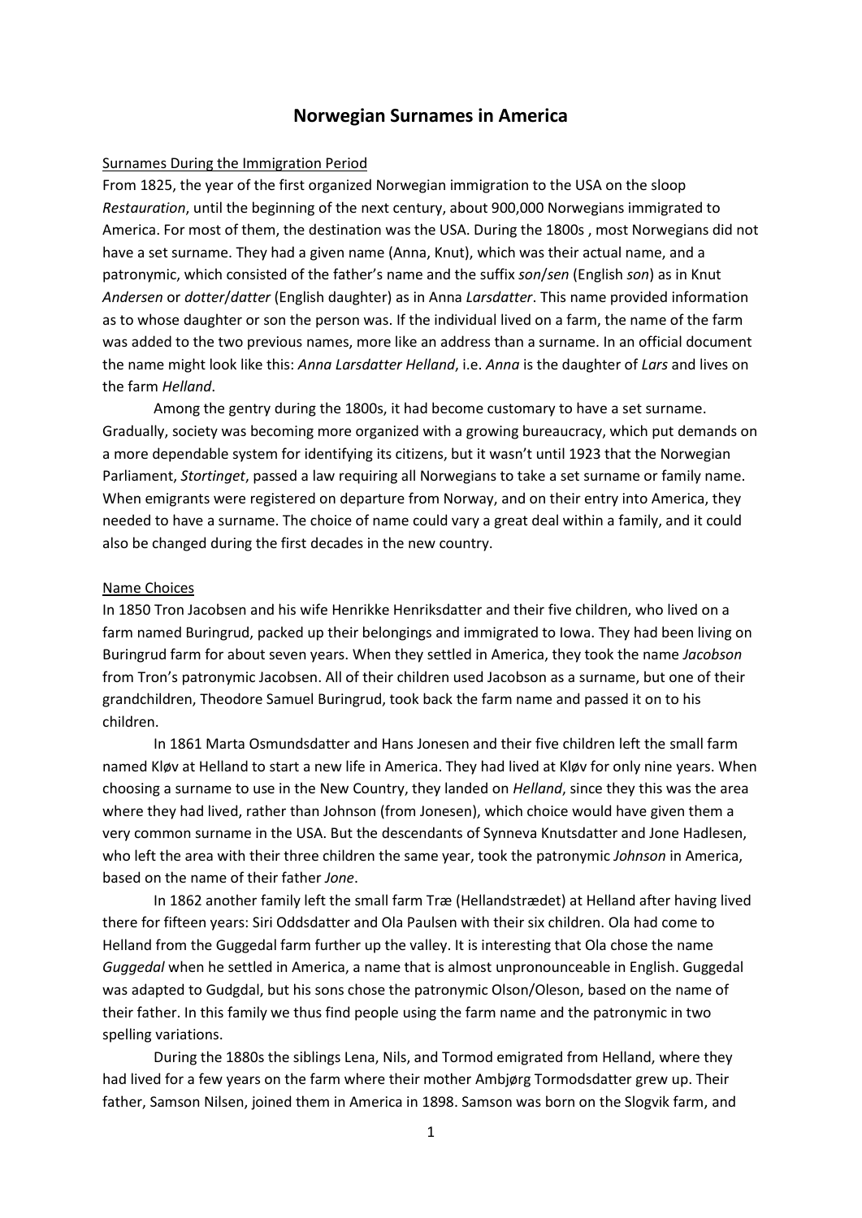# Norwegian Surnames in America

Surnames During the Immigration Period

From 1825, the year of the first organized Norwegian immigration to the USA on the sloop *Restauration*, until the beginning of the next century, about 900,000 Norwegians immigrated to America. For most of them, the destination was the USA. During the 1800s , most Norwegians did not have a set surname. They had a given name (Anna, Knut), which was their actual name, and a patronymic, which consisted of the father's name and the suffix *son*/*sen* (English *son*) as in Knut *Andersen* or *dotter*/*datter* (English daughter) as in Anna *Larsdatter*. This name provided information as to whose daughter or son the person was. If the individual lived on a farm, the name of the farm was added to the two previous names, more like an address than a surname. In an official document the name might look like this: *Anna Larsdatter Helland*, i.e. *Anna* is the daughter of *Lars* and lives on the farm *Helland*.

Among the gentry during the 1800s, it had become customary to have a set surname. Gradually, society was becoming more organized with a growing bureaucracy, which put demands on a more dependable system for identifying its citizens, but it wasn't until 1923 that the Norwegian Parliament, *Stortinget*, passed a law requiring all Norwegians to take a set surname or family name. When emigrants were registered on departure from Norway, and on their entry into America, they needed to have a surname. The choice of name could vary a great deal within a family, and it could also be changed during the first decades in the new country.

Name Choices

In 1850 Tron Jacobsen and his wife Henrikke Henriksdatter and their five children, who lived on a farm named Buringrud, packed up their belongings and immigrated to Iowa. They had been living on Buringrud farm for about seven years. When they settled in America, they took the name *Jacobson* from Tron's patronymic Jacobsen. All of their children used Jacobson as a surname, but one of their grandchildren, Theodore Samuel Buringrud, took back the farm name and passed it on to his children.

In 1861 Marta Osmundsdatter and Hans Jonesen and their five children left the small farm named Kløv at Helland to start a new life in America. They had lived at Kløv for only nine years. When choosing a surname to use in the New Country, they landed on *Helland*, since they this was the area where they had lived, rather than Johnson (from Jonesen), which choice would have given them a very common surname in the USA. But the descendants of Synneva Knutsdatter and Jone Hadlesen, who left the area with their three children the same year, took the patronymic *Johnson* in America, based on the name of their father *Jone*.

In 1862 another family left the small farm Træ (Hellandstrædet) at Helland after having lived there for fifteen years: Siri Oddsdatter and Ola Paulsen with their six children. Ola had come to Helland from the Guggedal farm further up the valley. It is interesting that Ola chose the name *Guggedal* when he settled in America, a name that is almost unpronounceable in English. Guggedal was adapted to Gudgdal, but his sons chose the patronymic Olson/Oleson, based on the name of their father. In this family we thus find people using the farm name and the patronymic in two spelling variations.

During the 1880s the siblings Lena, Nils, and Tormod emigrated from Helland, where they had lived for a few years on the farm where their mother Ambjørg Tormodsdatter grew up. Their father, Samson Nilsen, joined them in America in 1898. Samson was born on the Slogvik farm, and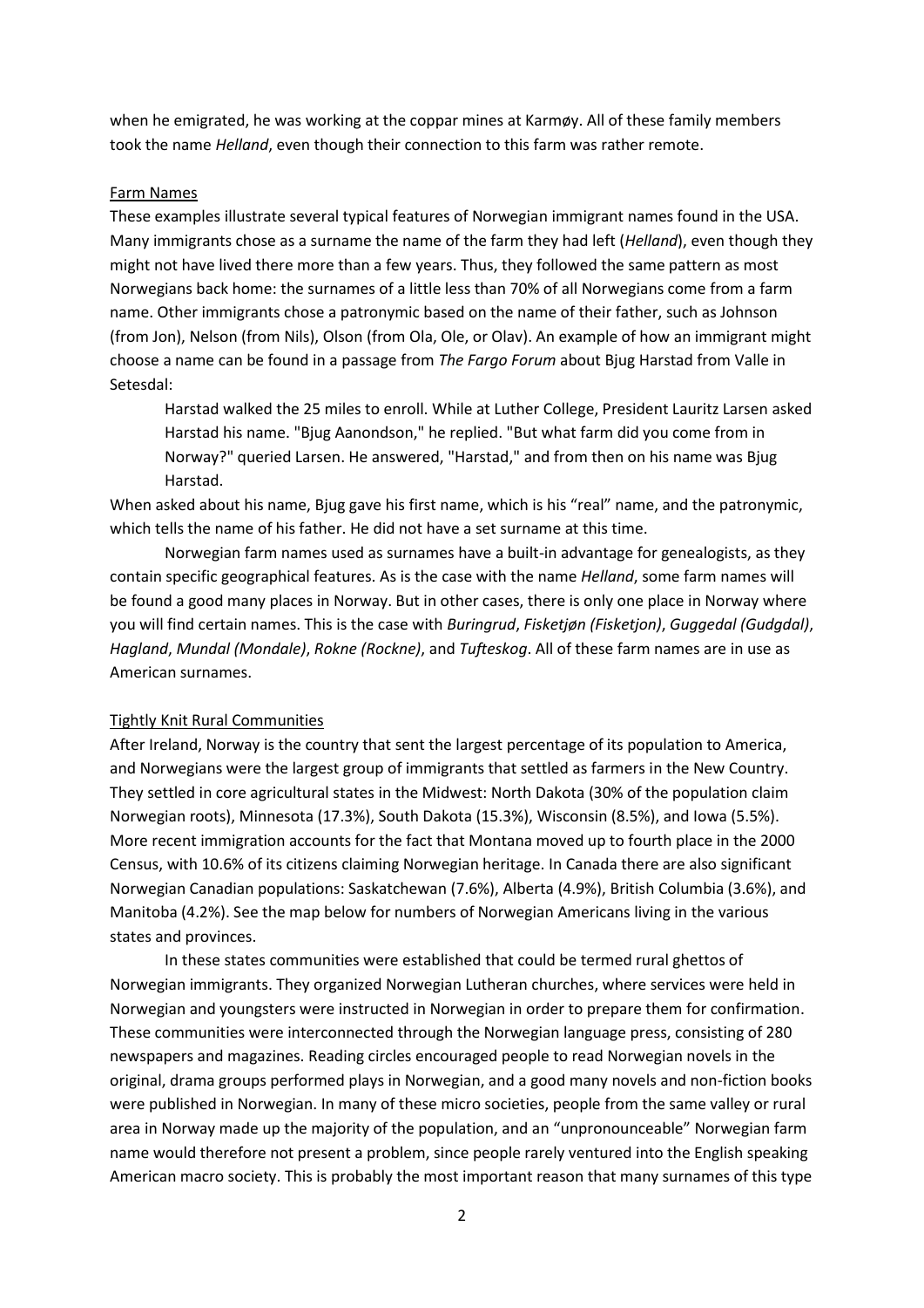when he emigrated, he was working at the coppar mines at Karmøy. All of these family members took the name *Helland*, even though their connection to this farm was rather remote.

## Farm Names

These examples illustrate several typical features of Norwegian immigrant names found in the USA. Many immigrants chose as a surname the name of the farm they had left (*Helland*), even though they might not have lived there more than a few years. Thus, they followed the same pattern as most Norwegians back home: the surnames of a little less than 70% of all Norwegians come from a farm name. Other immigrants chose a patronymic based on the name of their father, such as Johnson (from Jon), Nelson (from Nils), Olson (from Ola, Ole, or Olav). An example of how an immigrant might choose a name can be found in a passage from *The Fargo Forum* about Bjug Harstad from Valle in Setesdal:

> Harstad walked the 25 miles to enroll. While at Luther College, President Lauritz Larsen asked Harstad his name. "Bjug Aanondson," he replied. "But what farm did you come from in Norway?" queried Larsen. He answered, "Harstad," and from then on his name was Bjug Harstad.

When asked about his name, Bjug gave his first name, which is his "real" name, and the patronymic, which tells the name of his father. He did not have a set surname at this time.

Norwegian farm names used as surnames have a built-in advantage for genealogists, as they contain specific geographical features. As is the case with the name *Helland*, some farm names will be found a good many places in Norway. But in other cases, there is only one place in Norway where you will find certain names. This is the case with *Buringrud*, *Fisketjøn (Fisketjon)*, *Guggedal (Gudgdal)*, *Hagland*, *Mundal (Mondale)*, *Rokne (Rockne)*, and *Tufteskog*. All of these farm names are in use as American surnames.

## Tightly Knit Rural Communities

After Ireland, Norway is the country that sent the largest percentage of its population to America, and Norwegians were the largest group of immigrants that settled as farmers in the New Country. They settled in core agricultural states in the Midwest: North Dakota (30% of the population claim Norwegian roots), Minnesota (17.3%), South Dakota (15.3%), Wisconsin (8.5%), and Iowa (5.5%). More recent immigration accounts for the fact that Montana moved up to fourth place in the 2000 Census, with 10.6% of its citizens claiming Norwegian heritage. In Canada there are also significant Norwegian Canadian populations: Saskatchewan (7.6%), Alberta (4.9%), British Columbia (3.6%), and Manitoba (4.2%). See the map below for numbers of Norwegian Americans living in the various states and provinces.

In these states communities were established that could be termed rural ghettos of Norwegian immigrants. They organized Norwegian Lutheran churches, where services were held in Norwegian and youngsters were instructed in Norwegian in order to prepare them for confirmation. These communities were interconnected through the Norwegian language press, consisting of 280 newspapers and magazines. Reading circles encouraged people to read Norwegian novels in the original, drama groups performed plays in Norwegian, and a good many novels and non-fiction books were published in Norwegian. In many of these micro societies, people from the same valley or rural area in Norway made up the majority of the population, and an "unpronounceable" Norwegian farm name would therefore not present a problem, since people rarely ventured into the English speaking American macro society. This is probably the most important reason that many surnames of this type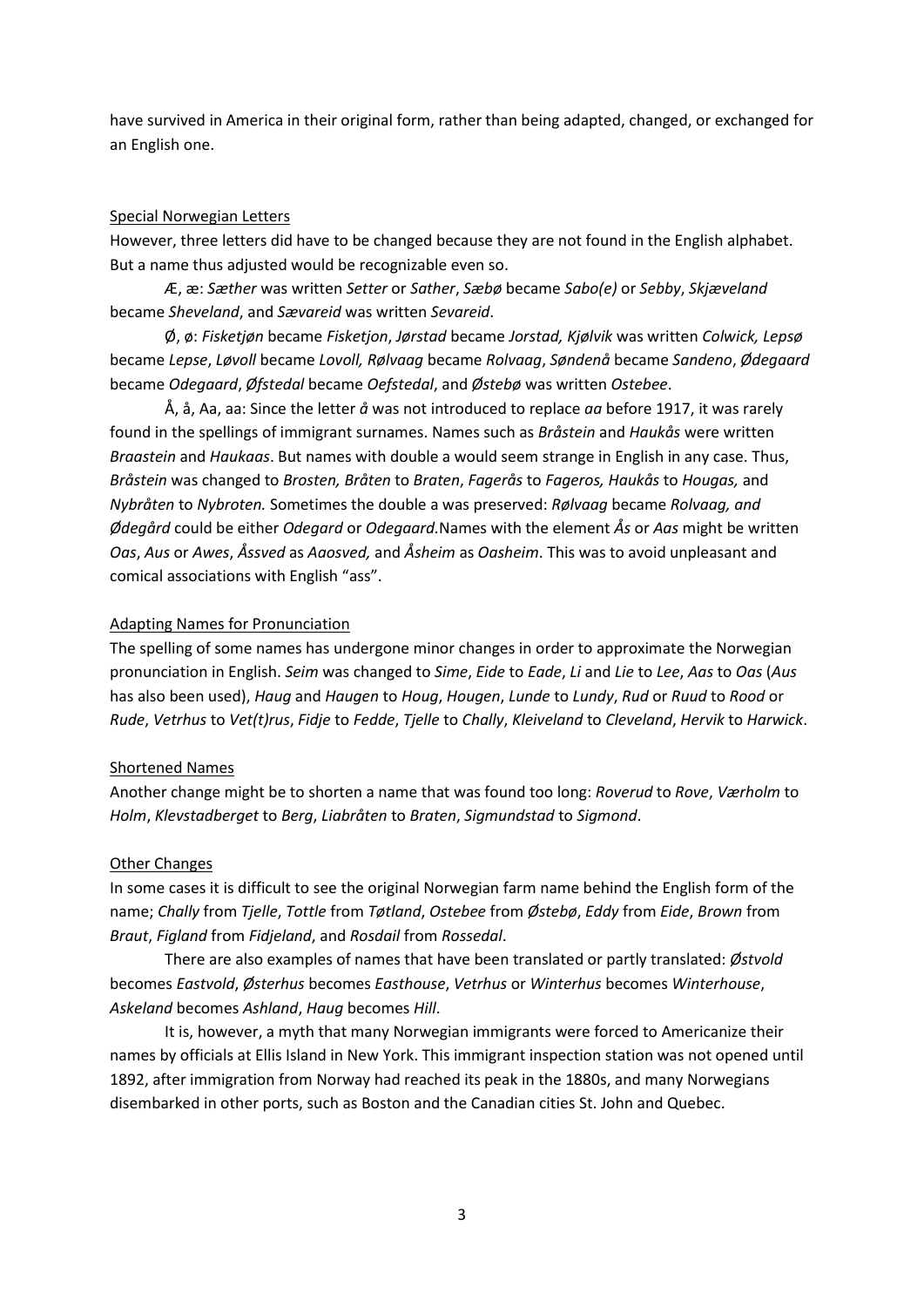have survived in America in their original form, rather than being adapted, changed, or exchanged for an English one.

<u>Special Norwegian Letters</u>

However, three letters did have to be changed because they are not found in the English alphabet. But a name thus adjusted would be recognizable even so.

Æ, æ: *Sæther* was written *Setter* or *Sather*, *Sæbø* became *Sabo(e)* or *Sebby*, *Skjæveland* became *Sheveland*, and *Sævareid* was written *Sevareid*.

Ø, ø: *Fisketjøn* became *Fisketjon*, *Jørstad* became *Jorstad, Kjølvik* was written *Colwick, Lepsø* became *Lepse*, *Løvoll* became *Lovoll, Rølvaag* became *Rolvaag*, *Søndenå* became *Sandeno*, *Ødegaard* became *Odegaard*, *Øfstedal* became *Oefstedal*, and *Østebø* was written *Ostebee*.

Å, å, Aa, aa: Since the letter *å* was not introduced to replace *aa* before 1917, it was rarely found in the spellings of immigrant surnames. Names such as *Bråstein* and *Haukås* were written *Braastein* and *Haukaas*. But names with double a would seem strange in English in any case. Thus, *Bråstein* was changed to *Brosten, Bråten* to *Braten*, *Fagerås* to *Fageros, Haukås* to *Hougas,* and *Nybråten* to *Nybroten.* Sometimes the double a was preserved: *Rølvaag* became *Rolvaag, and Ødegård* could be either *Odegard* or *Odegaard*.Names with the element *Ås* or *Aas* might be written *Oas*, *Aus* or *Awes*, *Åssved* as *Aaosved,* and *Åsheim* as *Oasheim*. This was to avoid unpleasant and comical associations with English "ass".

<u>Adapting Names for Pronunciation</u>

The spelling of some names has undergone minor changes in order to approximate the Norwegian pronunciation in English. *Seim* was changed to *Sime*, *Eide* to *Eade*, *Li* and *Lie* to *Lee*, *Aas* to *Oas* (*Aus* has also been used), *Haug* and *Haugen* to *Houg*, *Hougen*, *Lunde* to *Lundy*, *Rud* or *Ruud* to *Rood* or *Rude*, *Vetrhus* to *Vet(t)rus*, *Fidje* to *Fedde*, *Tjelle* to *Chally*, *Kleiveland* to *Cleveland*, *Hervik* to *Harwick*.

<u>Shortened Names</u>

Another change might be to shorten a name that was found too long: *Roverud* to *Rove*, *Værholm* to *Holm*, *Klevstadberget* to *Berg*, *Liabråten* to *Braten*, *Sigmundstad* to *Sigmond*.

<u>Other Changes</u>

In some cases it is difficult to see the original Norwegian farm name behind the English form of the name; *Chally* from *Tjelle*, *Tottle* from *Tøtland*, *Ostebee* from *Østebø*, *Eddy* from *Eide*, *Brown* from *Braut*, *Figland* from *Fidjeland*, and *Rosdail* from *Rossedal*.

There are also examples of names that have been translated or partly translated: *Østvold* becomes *Eastvold*, *Østerhus* becomes *Easthouse*, *Vetrhus* or *Winterhus* becomes *Winterhouse*, *Askeland* becomes *Ashland*, *Haug* becomes *Hill*.

It is, however, a myth that many Norwegian immigrants were forced to Americanize their names by officials at Ellis Island in New York. This immigrant inspection station was not opened until 1892, after immigration from Norway had reached its peak in the 1880s, and many Norwegians disembarked in other ports, such as Boston and the Canadian cities St. John and Quebec.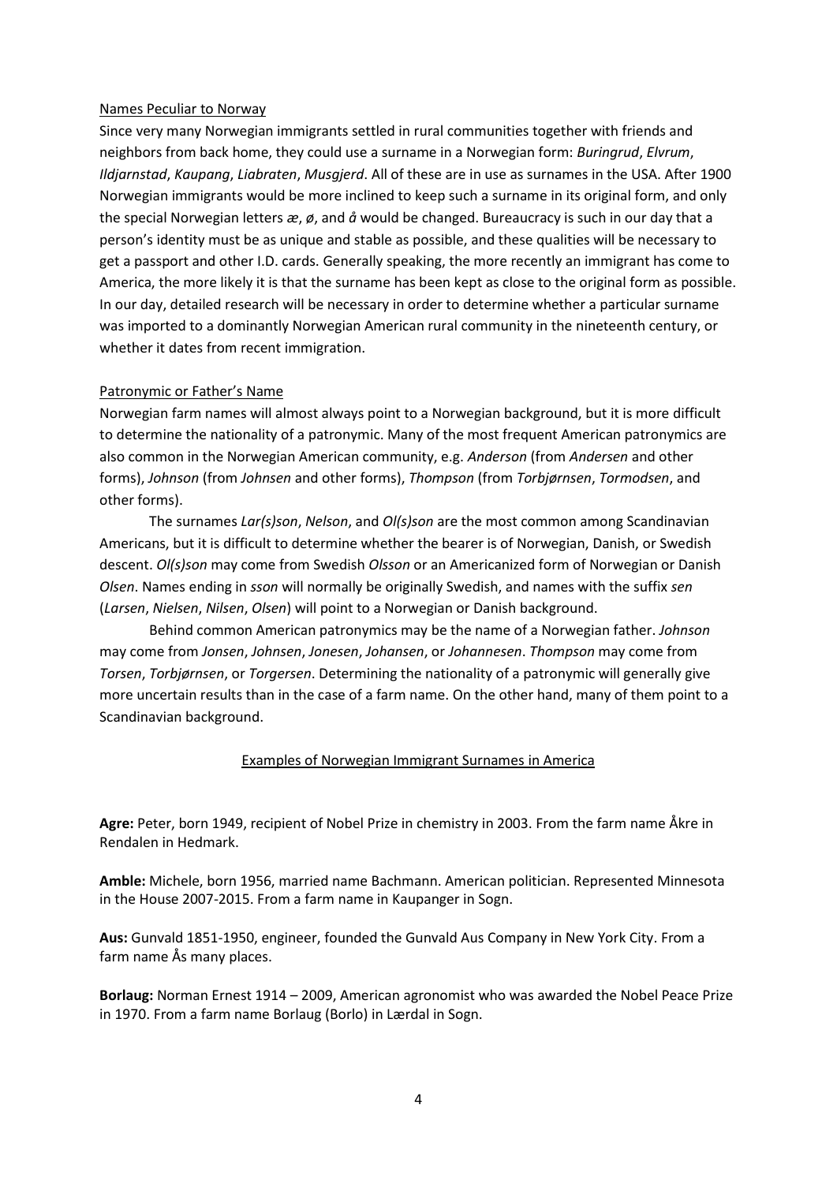### Names Peculiar to Norway

Since very many Norwegian immigrants settled in rural communities together with friends and neighbors from back home, they could use a surname in a Norwegian form: *Buringrud*, *Elvrum*, *Ildjarnstad*, *Kaupang*, *Liabraten*, *Musgjerd*. All of these are in use as surnames in the USA. After 1900 Norwegian immigrants would be more inclined to keep such a surname in its original form, and only the special Norwegian letters *æ*, *ø*, and *å* would be changed. Bureaucracy is such in our day that a person's identity must be as unique and stable as possible, and these qualities will be necessary to get a passport and other I.D. cards. Generally speaking, the more recently an immigrant has come to America, the more likely it is that the surname has been kept as close to the original form as possible. In our day, detailed research will be necessary in order to determine whether a particular surname was imported to a dominantly Norwegian American rural community in the nineteenth century, or whether it dates from recent immigration.

### Patronymic or Father's Name

Norwegian farm names will almost always point to a Norwegian background, but it is more difficult to determine the nationality of a patronymic. Many of the most frequent American patronymics are also common in the Norwegian American community, e.g. *Anderson* (from *Andersen* and other forms), *Johnson* (from *Johnsen* and other forms), *Thompson* (from *Torbjørnsen*, *Tormodsen*, and other forms).

The surnames *Lar(s)son*, *Nelson*, and *Ol(s)son* are the most common among Scandinavian Americans, but it is difficult to determine whether the bearer is of Norwegian, Danish, or Swedish descent. *Ol(s)son* may come from Swedish *Olsson* or an Americanized form of Norwegian or Danish *Olsen*. Names ending in *sson* will normally be originally Swedish, and names with the suffix *sen* (*Larsen*, *Nielsen*, *Nilsen*, *Olsen*) will point to a Norwegian or Danish background.

Behind common American patronymics may be the name of a Norwegian father. *Johnson* may come from *Jonsen*, *Johnsen*, *Jonesen*, *Johansen*, or *Johannesen*. *Thompson* may come from *Torsen*, *Torbjørnsen*, or *Torgersen*. Determining the nationality of a patronymic will generally give more uncertain results than in the case of a farm name. On the other hand, many of them point to a Scandinavian background.

## Examples of Norwegian Immigrant Surnames in America

**Agre:** Peter, born 1949, recipient of Nobel Prize in chemistry in 2003. From the farm name Åkre in Rendalen in Hedmark.

**Amble:** Michele, born 1956, married name Bachmann. American politician. Represented Minnesota in the House 2007-2015. From a farm name in Kaupanger in Sogn.

**Aus:** Gunvald 1851-1950, engineer, founded the Gunvald Aus Company in New York City. From a farm name Ås many places.

**Borlaug:** Norman Ernest 1914 – 2009, American agronomist who was awarded the Nobel Peace Prize in 1970. From a farm name Borlaug (Borlo) in Lærdal in Sogn.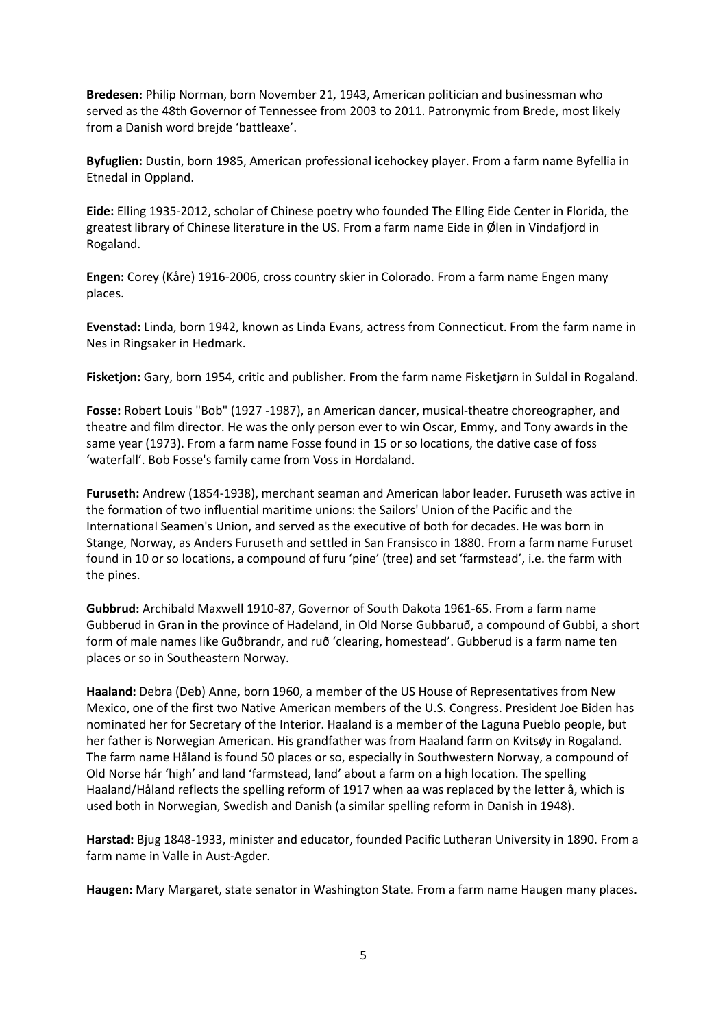**Bredesen:** Philip Norman, born November 21, 1943, American politician and businessman who served as the 48th Governor of Tennessee from 2003 to 2011. Patronymic from Brede, most likely from a Danish word brejde 'battleaxe'.

**Byfuglien:** Dustin, born 1985, American professional icehockey player. From a farm name Byfellia in Etnedal in Oppland.

**Eide:** Elling 1935-2012, scholar of Chinese poetry who founded The Elling Eide Center in Florida, the greatest library of Chinese literature in the US. From a farm name Eide in Ølen in Vindafjord in Rogaland.

**Engen:** Corey (Kåre) 1916-2006, cross country skier in Colorado. From a farm name Engen many places.

**Evenstad:** Linda, born 1942, known as Linda Evans, actress from Connecticut. From the farm name in Nes in Ringsaker in Hedmark.

**Fisketjon:** Gary, born 1954, critic and publisher. From the farm name Fisketjørn in Suldal in Rogaland.

**Fosse:** Robert Louis "Bob" (1927 -1987), an American dancer, musical-theatre choreographer, and theatre and film director. He was the only person ever to win Oscar, Emmy, and Tony awards in the same year (1973). From a farm name Fosse found in 15 or so locations, the dative case of foss 'waterfall'. Bob Fosse's family came from Voss in Hordaland.

**Furuseth:** Andrew (1854-1938), merchant seaman and American labor leader. Furuseth was active in the formation of two influential maritime unions: the Sailors' Union of the Pacific and the International Seamen's Union, and served as the executive of both for decades. He was born in Stange, Norway, as Anders Furuseth and settled in San Fransisco in 1880. From a farm name Furuset found in 10 or so locations, a compound of furu 'pine' (tree) and set 'farmstead', i.e. the farm with the pines.

**Gubbrud:** Archibald Maxwell 1910-87, Governor of South Dakota 1961-65. From a farm name Gubberud in Gran in the province of Hadeland, in Old Norse Gubbaruð, a compound of Gubbi, a short form of male names like Guðbrandr, and ruð 'clearing, homestead'. Gubberud is a farm name ten places or so in Southeastern Norway.

**Haaland:** Debra (Deb) Anne, born 1960, a member of the US House of Representatives from New Mexico, one of the first two Native American members of the U.S. Congress. President Joe Biden has nominated her for Secretary of the Interior. Haaland is a member of the Laguna Pueblo people, but her father is Norwegian American. His grandfather was from Haaland farm on Kvitsøy in Rogaland. The farm name Håland is found 50 places or so, especially in Southwestern Norway, a compound of Old Norse hár 'high' and land 'farmstead, land' about a farm on a high location. The spelling Haaland/Håland reflects the spelling reform of 1917 when aa was replaced by the letter å, which is used both in Norwegian, Swedish and Danish (a similar spelling reform in Danish in 1948).

**Harstad:** Bjug 1848-1933, minister and educator, founded Pacific Lutheran University in 1890. From a farm name in Valle in Aust-Agder.

**Haugen:** Mary Margaret, state senator in Washington State. From a farm name Haugen many places.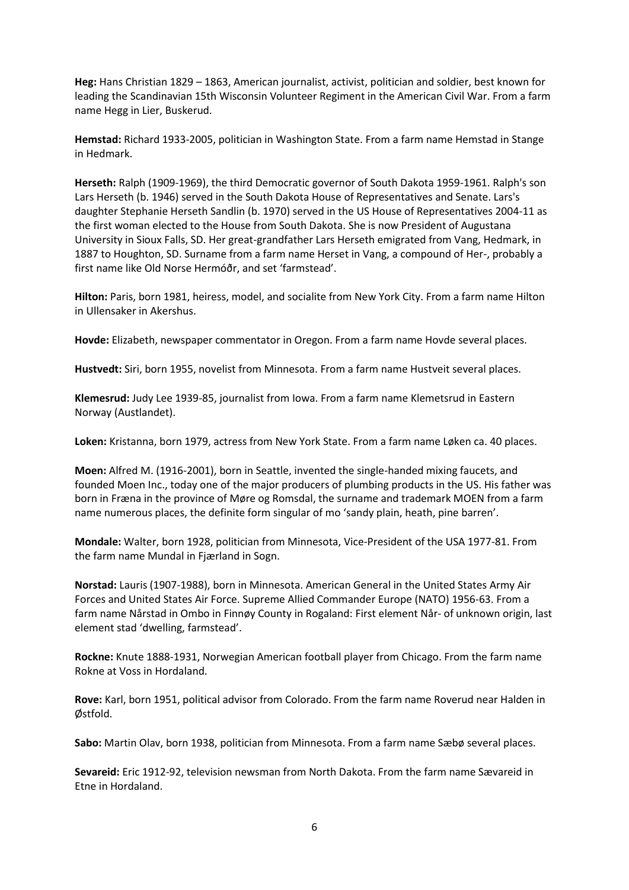**Heg:** Hans Christian 1829 – 1863, American journalist, activist, politician and soldier, best known for leading the Scandinavian 15th Wisconsin Volunteer Regiment in the American Civil War. From a farm name Hegg in Lier, Buskerud.

**Hemstad:** Richard 1933-2005, politician in Washington State. From a farm name Hemstad in Stange in Hedmark.

**Herseth:** Ralph (1909-1969), the third Democratic governor of South Dakota 1959-1961. Ralph's son Lars Herseth (b. 1946) served in the South Dakota House of Representatives and Senate. Lars's daughter Stephanie Herseth Sandlin (b. 1970) served in the US House of Representatives 2004-11 as the first woman elected to the House from South Dakota. She is now President of Augustana University in Sioux Falls, SD. Her great-grandfather Lars Herseth emigrated from Vang, Hedmark, in 1887 to Houghton, SD. Surname from a farm name Herset in Vang, a compound of Her-, probably a first name like Old Norse Hermóðr, and set 'farmstead'.

**Hilton:** Paris, born 1981, heiress, model, and socialite from New York City. From a farm name Hilton in Ullensaker in Akershus.

**Hovde:** Elizabeth, newspaper commentator in Oregon. From a farm name Hovde several places.

**Hustvedt:** Siri, born 1955, novelist from Minnesota. From a farm name Hustveit several places.

**Klemesrud:** Judy Lee 1939-85, journalist from Iowa. From a farm name Klemetsrud in Eastern Norway (Austlandet).

**Loken:** Kristanna, born 1979, actress from New York State. From a farm name Løken ca. 40 places.

**Moen:** Alfred M. (1916-2001), born in Seattle, invented the single-handed mixing faucets, and founded Moen Inc., today one of the major producers of plumbing products in the US. His father was born in Fræna in the province of Møre og Romsdal, the surname and trademark MOEN from a farm name numerous places, the definite form singular of mo 'sandy plain, heath, pine barren'.

**Mondale:** Walter, born 1928, politician from Minnesota, Vice-President of the USA 1977-81. From the farm name Mundal in Fjærland in Sogn.

**Norstad:** Lauris (1907-1988), born in Minnesota. American General in the United States Army Air Forces and United States Air Force. Supreme Allied Commander Europe (NATO) 1956-63. From a farm name Nårstad in Ombo in Finnøy County in Rogaland: First element Når- of unknown origin, last element stad 'dwelling, farmstead'.

**Rockne:** Knute 1888-1931, Norwegian American football player from Chicago. From the farm name Rokne at Voss in Hordaland.

**Rove:** Karl, born 1951, political advisor from Colorado. From the farm name Roverud near Halden in Østfold.

**Sabo:** Martin Olav, born 1938, politician from Minnesota. From a farm name Sæbø several places.

**Sevareid:** Eric 1912-92, television newsman from North Dakota. From the farm name Sævareid in Etne in Hordaland.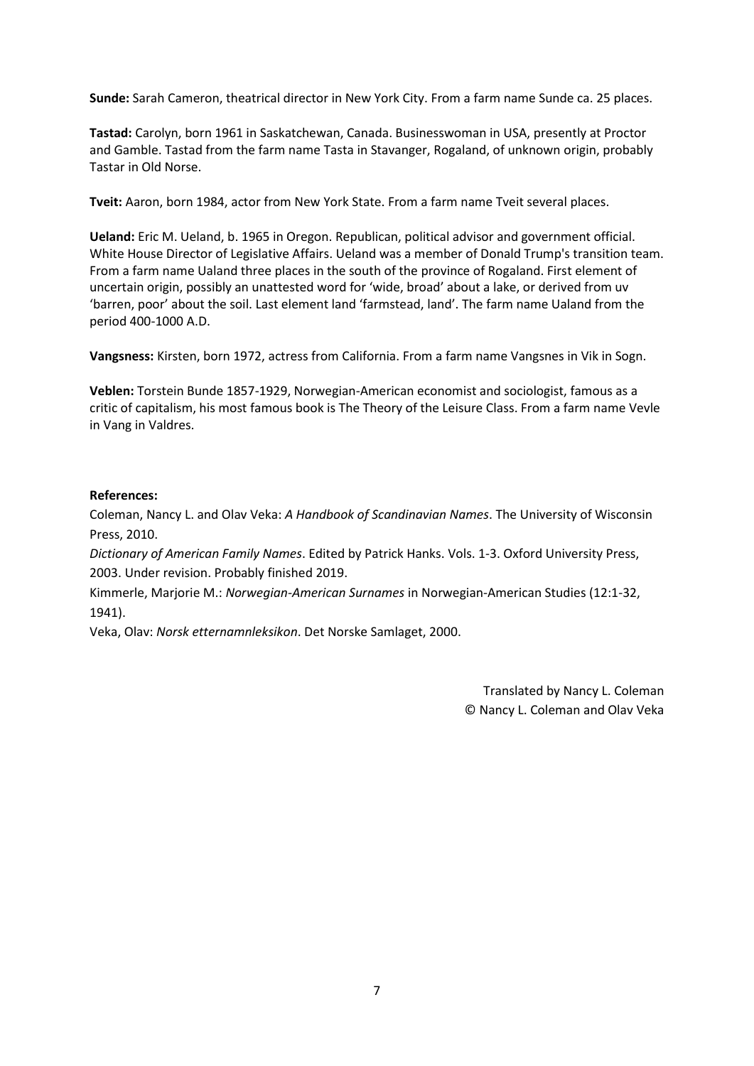**Sunde:** Sarah Cameron, theatrical director in New York City. From a farm name Sunde ca. 25 places.

**Tastad:** Carolyn, born 1961 in Saskatchewan, Canada. Businesswoman in USA, presently at Proctor and Gamble. Tastad from the farm name Tasta in Stavanger, Rogaland, of unknown origin, probably Tastar in Old Norse.

**Tveit:** Aaron, born 1984, actor from New York State. From a farm name Tveit several places.

**Ueland:** Eric M. Ueland, b. 1965 in Oregon. Republican, political advisor and government official. White House Director of Legislative Affairs. Ueland was a member of Donald Trump's transition team. From a farm name Ualand three places in the south of the province of Rogaland. First element of uncertain origin, possibly an unattested word for 'wide, broad' about a lake, or derived from uv 'barren, poor' about the soil. Last element land 'farmstead, land'. The farm name Ualand from the period 400-1000 A.D.

**Vangsness:** Kirsten, born 1972, actress from California. From a farm name Vangsnes in Vik in Sogn.

**Veblen:** Torstein Bunde 1857-1929, Norwegian-American economist and sociologist, famous as a critic of capitalism, his most famous book is The Theory of the Leisure Class. From a farm name Vevle in Vang in Valdres.

**References:**

Coleman, Nancy L. and Olav Veka: *A Handbook of Scandinavian Names*. The University of Wisconsin Press, 2010.

*Dictionary of American Family Names*. Edited by Patrick Hanks. Vols. 1-3. Oxford University Press, 2003. Under revision. Probably finished 2019.

Kimmerle, Marjorie M.: *Norwegian-American Surnames* in Norwegian-American Studies (12:1-32, 1941).

Veka, Olav: *Norsk etternamnleksikon*. Det Norske Samlaget, 2000.

Translated by Nancy L. Coleman
© Nancy L. Coleman and Olav Veka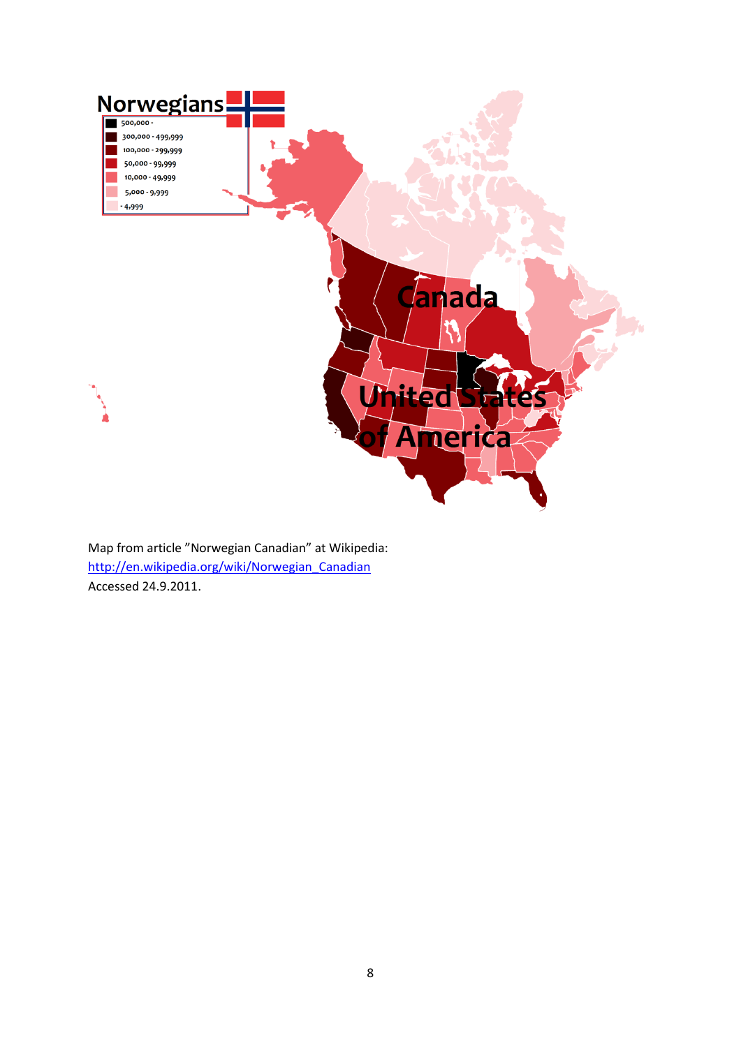Norwegians

500,000 -
300,000 - 499,999
100,000 - 299,999
50,000 - 99,999
10,000 - 49,999
5,000 - 9,999
- 4,999

Canada

United States of America

Map from article "Norwegian Canadian" at Wikipedia: http://en.wikipedia.org/wiki/Norwegian_Canadian
Accessed 24.9.2011.